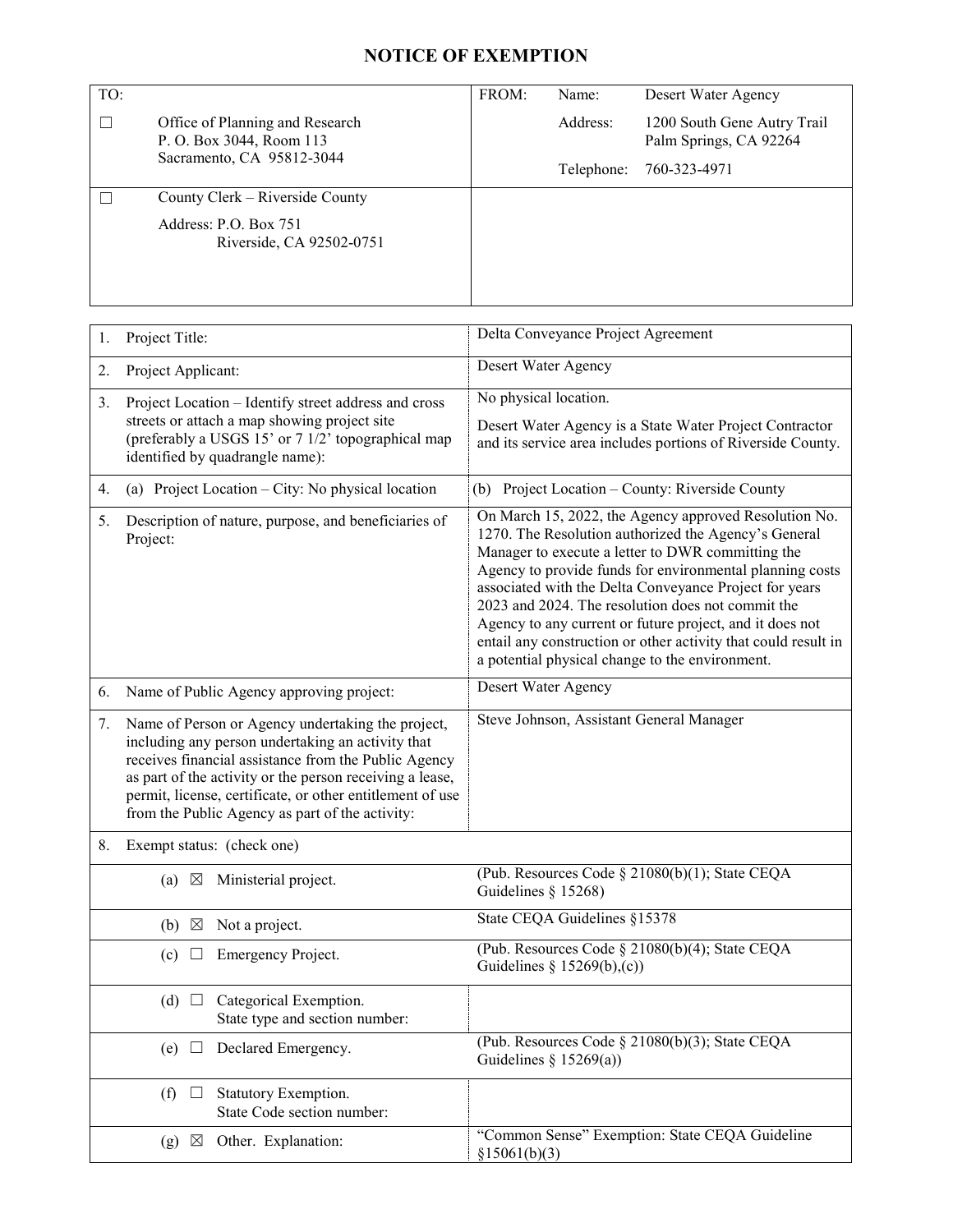# NOTICE OF EXEMPTION

| TO: | | FROM: | |
|---|---|---|---|
| ☐ | Office of Planning and Research<br>P. O. Box 3044, Room 113<br>Sacramento, CA 95812-3044 | Name:<br>Address:<br><br>Telephone: | Desert Water Agency<br>1200 South Gene Autry Trail<br>Palm Springs, CA 92264<br>760-323-4971 |
| ☐ | County Clerk – Riverside County<br>Address: P.O. Box 751<br>Riverside, CA 92502-0751 | | |

| | | |
|---|---|---|
| 1. | Project Title: | Delta Conveyance Project Agreement |
| 2. | Project Applicant: | Desert Water Agency |
| 3. | Project Location – Identify street address and cross streets or attach a map showing project site (preferably a USGS 15' or 7 1/2' topographical map identified by quadrangle name): | No physical location.<br>Desert Water Agency is a State Water Project Contractor and its service area includes portions of Riverside County. |
| 4. | (a) Project Location – City: No physical location | (b) Project Location – County: Riverside County |
| 5. | Description of nature, purpose, and beneficiaries of Project: | On March 15, 2022, the Agency approved Resolution No. 1270. The Resolution authorized the Agency's General Manager to execute a letter to DWR committing the Agency to provide funds for environmental planning costs associated with the Delta Conveyance Project for years 2023 and 2024. The resolution does not commit the Agency to any current or future project, and it does not entail any construction or other activity that could result in a potential physical change to the environment. |
| 6. | Name of Public Agency approving project: | Desert Water Agency |
| 7. | Name of Person or Agency undertaking the project, including any person undertaking an activity that receives financial assistance from the Public Agency as part of the activity or the person receiving a lease, permit, license, certificate, or other entitlement of use from the Public Agency as part of the activity: | Steve Johnson, Assistant General Manager |
| 8. | Exempt status: (check one) | |
| | (a) ☒ Ministerial project. | (Pub. Resources Code § 21080(b)(1); State CEQA Guidelines § 15268) |
| | (b) ☒ Not a project. | State CEQA Guidelines §15378 |
| | (c) ☐ Emergency Project. | (Pub. Resources Code § 21080(b)(4); State CEQA Guidelines § 15269(b),(c)) |
| | (d) ☐ Categorical Exemption.<br>State type and section number: | |
| | (e) ☐ Declared Emergency. | (Pub. Resources Code § 21080(b)(3); State CEQA Guidelines § 15269(a)) |
| | (f) ☐ Statutory Exemption.<br>State Code section number: | |
| | (g) ☒ Other. Explanation: | "Common Sense" Exemption: State CEQA Guideline §15061(b)(3) |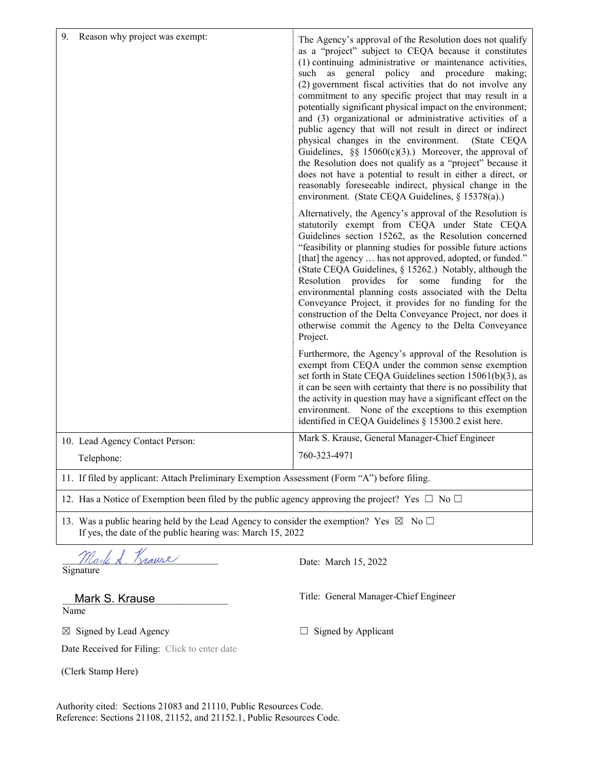| | |
|---|---|
| 9. Reason why project was exempt: | The Agency's approval of the Resolution does not qualify as a "project" subject to CEQA because it constitutes (1) continuing administrative or maintenance activities, such as general policy and procedure making; (2) government fiscal activities that do not involve any commitment to any specific project that may result in a potentially significant physical impact on the environment; and (3) organizational or administrative activities of a public agency that will not result in direct or indirect physical changes in the environment. (State CEQA Guidelines, §§ 15060(c)(3).) Moreover, the approval of the Resolution does not qualify as a "project" because it does not have a potential to result in either a direct, or reasonably foreseeable indirect, physical change in the environment. (State CEQA Guidelines, § 15378(a).)<br><br>Alternatively, the Agency's approval of the Resolution is statutorily exempt from CEQA under State CEQA Guidelines section 15262, as the Resolution concerned "feasibility or planning studies for possible future actions [that] the agency … has not approved, adopted, or funded." (State CEQA Guidelines, § 15262.) Notably, although the Resolution provides for some funding for the environmental planning costs associated with the Delta Conveyance Project, it provides for no funding for the construction of the Delta Conveyance Project, nor does it otherwise commit the Agency to the Delta Conveyance Project.<br><br>Furthermore, the Agency's approval of the Resolution is exempt from CEQA under the common sense exemption set forth in State CEQA Guidelines section 15061(b)(3), as it can be seen with certainty that there is no possibility that the activity in question may have a significant effect on the environment. None of the exceptions to this exemption identified in CEQA Guidelines § 15300.2 exist here. |
| 10. Lead Agency Contact Person:<br>Telephone: | Mark S. Krause, General Manager-Chief Engineer<br>760-323-4971 |

11. If filed by applicant: Attach Preliminary Exemption Assessment (Form "A") before filing.

12. Has a Notice of Exemption been filed by the public agency approving the project? Yes ☐ No ☐

13. Was a public hearing held by the Lead Agency to consider the exemption? Yes ☒ No ☐
If yes, the date of the public hearing was: March 15, 2022

Mark S. Krause
Signature

Date: March 15, 2022

Mark S. Krause
Name

Title: General Manager-Chief Engineer

☒ Signed by Lead Agency

☐ Signed by Applicant

Date Received for Filing: Click to enter date

(Clerk Stamp Here)

Authority cited: Sections 21083 and 21110, Public Resources Code.
Reference: Sections 21108, 21152, and 21152.1, Public Resources Code.